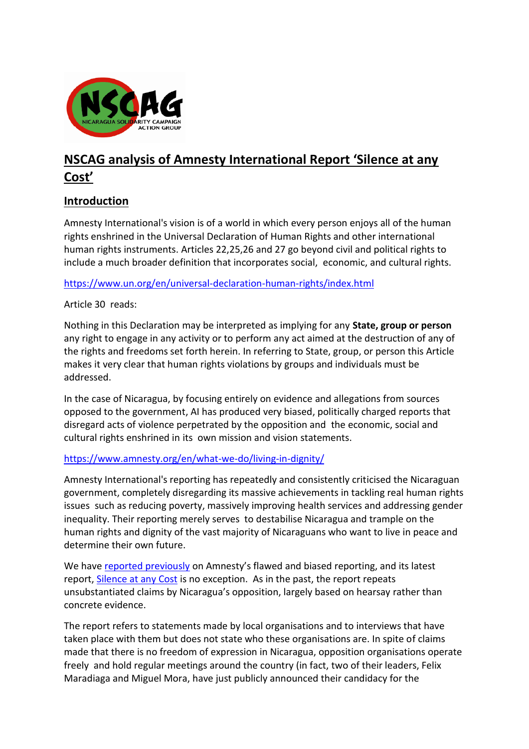# NSCAG analysis of Amnesty International Report 'Silence at any Cost'

## Introduction

Amnesty International's vision is of a world in which every person enjoys all of the human rights enshrined in the Universal Declaration of Human Rights and other international human rights instruments. Articles 22,25,26 and 27 go beyond civil and political rights to include a much broader definition that incorporates social, economic, and cultural rights.

https://www.un.org/en/universal-declaration-human-rights/index.html

Article 30 reads:

Nothing in this Declaration may be interpreted as implying for any **State, group or person** any right to engage in any activity or to perform any act aimed at the destruction of any of the rights and freedoms set forth herein. In referring to State, group, or person this Article makes it very clear that human rights violations by groups and individuals must be addressed.

In the case of Nicaragua, by focusing entirely on evidence and allegations from sources opposed to the government, AI has produced very biased, politically charged reports that disregard acts of violence perpetrated by the opposition and the economic, social and cultural rights enshrined in its own mission and vision statements.

https://www.amnesty.org/en/what-we-do/living-in-dignity/

Amnesty International's reporting has repeatedly and consistently criticised the Nicaraguan government, completely disregarding its massive achievements in tackling real human rights issues such as reducing poverty, massively improving health services and addressing gender inequality. Their reporting merely serves to destabilise Nicaragua and trample on the human rights and dignity of the vast majority of Nicaraguans who want to live in peace and determine their own future.

We have reported previously on Amnesty's flawed and biased reporting, and its latest report, Silence at any Cost is no exception. As in the past, the report repeats unsubstantiated claims by Nicaragua's opposition, largely based on hearsay rather than concrete evidence.

The report refers to statements made by local organisations and to interviews that have taken place with them but does not state who these organisations are. In spite of claims made that there is no freedom of expression in Nicaragua, opposition organisations operate freely and hold regular meetings around the country (in fact, two of their leaders, Felix Maradiaga and Miguel Mora, have just publicly announced their candidacy for the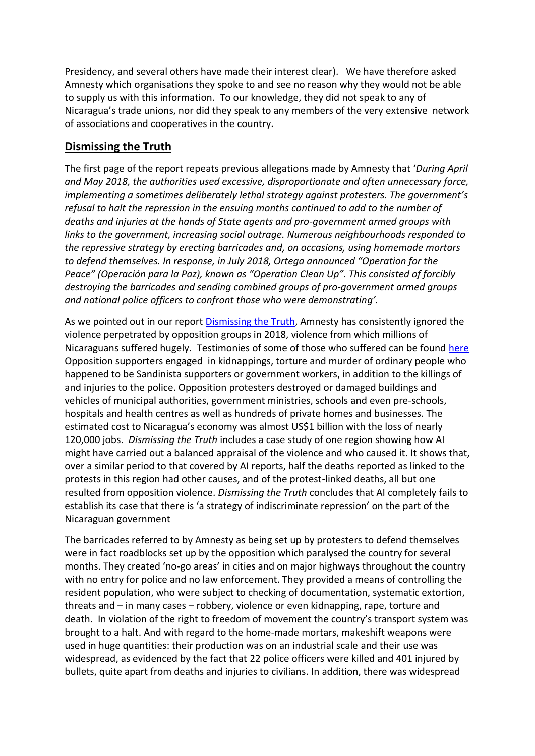Presidency, and several others have made their interest clear). We have therefore asked Amnesty which organisations they spoke to and see no reason why they would not be able to supply us with this information. To our knowledge, they did not speak to any of Nicaragua's trade unions, nor did they speak to any members of the very extensive network of associations and cooperatives in the country.

## Dismissing the Truth

The first page of the report repeats previous allegations made by Amnesty that '*During April and May 2018, the authorities used excessive, disproportionate and often unnecessary force, implementing a sometimes deliberately lethal strategy against protesters. The government's refusal to halt the repression in the ensuing months continued to add to the number of deaths and injuries at the hands of State agents and pro-government armed groups with links to the government, increasing social outrage. Numerous neighbourhoods responded to the repressive strategy by erecting barricades and, on occasions, using homemade mortars to defend themselves. In response, in July 2018, Ortega announced "Operation for the Peace" (Operación para la Paz), known as "Operation Clean Up". This consisted of forcibly destroying the barricades and sending combined groups of pro-government armed groups and national police officers to confront those who were demonstrating'.*

As we pointed out in our report Dismissing the Truth, Amnesty has consistently ignored the violence perpetrated by opposition groups in 2018, violence from which millions of Nicaraguans suffered hugely. Testimonies of some of those who suffered can be found here Opposition supporters engaged in kidnappings, torture and murder of ordinary people who happened to be Sandinista supporters or government workers, in addition to the killings of and injuries to the police. Opposition protesters destroyed or damaged buildings and vehicles of municipal authorities, government ministries, schools and even pre-schools, hospitals and health centres as well as hundreds of private homes and businesses. The estimated cost to Nicaragua's economy was almost US$1 billion with the loss of nearly 120,000 jobs. *Dismissing the Truth* includes a case study of one region showing how AI might have carried out a balanced appraisal of the violence and who caused it. It shows that, over a similar period to that covered by AI reports, half the deaths reported as linked to the protests in this region had other causes, and of the protest-linked deaths, all but one resulted from opposition violence. *Dismissing the Truth* concludes that AI completely fails to establish its case that there is 'a strategy of indiscriminate repression' on the part of the Nicaraguan government

The barricades referred to by Amnesty as being set up by protesters to defend themselves were in fact roadblocks set up by the opposition which paralysed the country for several months. They created 'no-go areas' in cities and on major highways throughout the country with no entry for police and no law enforcement. They provided a means of controlling the resident population, who were subject to checking of documentation, systematic extortion, threats and – in many cases – robbery, violence or even kidnapping, rape, torture and death. In violation of the right to freedom of movement the country's transport system was brought to a halt. And with regard to the home-made mortars, makeshift weapons were used in huge quantities: their production was on an industrial scale and their use was widespread, as evidenced by the fact that 22 police officers were killed and 401 injured by bullets, quite apart from deaths and injuries to civilians. In addition, there was widespread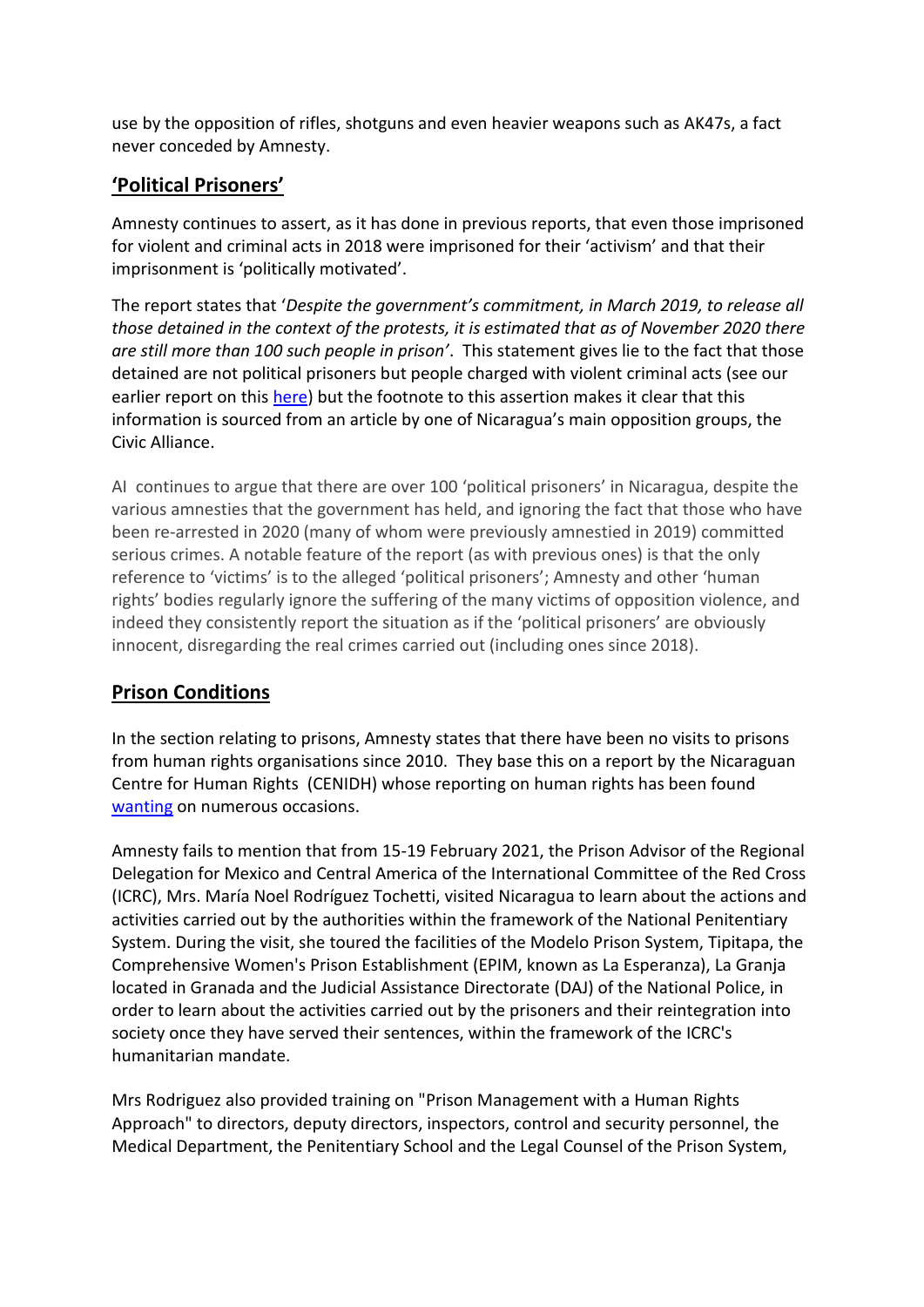use by the opposition of rifles, shotguns and even heavier weapons such as AK47s, a fact never conceded by Amnesty.

## 'Political Prisoners'

Amnesty continues to assert, as it has done in previous reports, that even those imprisoned for violent and criminal acts in 2018 were imprisoned for their 'activism' and that their imprisonment is 'politically motivated'.

The report states that '*Despite the government's commitment, in March 2019, to release all those detained in the context of the protests, it is estimated that as of November 2020 there are still more than 100 such people in prison'*. This statement gives lie to the fact that those detained are not political prisoners but people charged with violent criminal acts (see our earlier report on this here) but the footnote to this assertion makes it clear that this information is sourced from an article by one of Nicaragua's main opposition groups, the Civic Alliance.

AI continues to argue that there are over 100 'political prisoners' in Nicaragua, despite the various amnesties that the government has held, and ignoring the fact that those who have been re-arrested in 2020 (many of whom were previously amnestied in 2019) committed serious crimes. A notable feature of the report (as with previous ones) is that the only reference to 'victims' is to the alleged 'political prisoners'; Amnesty and other 'human rights' bodies regularly ignore the suffering of the many victims of opposition violence, and indeed they consistently report the situation as if the 'political prisoners' are obviously innocent, disregarding the real crimes carried out (including ones since 2018).

## Prison Conditions

In the section relating to prisons, Amnesty states that there have been no visits to prisons from human rights organisations since 2010. They base this on a report by the Nicaraguan Centre for Human Rights (CENIDH) whose reporting on human rights has been found wanting on numerous occasions.

Amnesty fails to mention that from 15-19 February 2021, the Prison Advisor of the Regional Delegation for Mexico and Central America of the International Committee of the Red Cross (ICRC), Mrs. María Noel Rodríguez Tochetti, visited Nicaragua to learn about the actions and activities carried out by the authorities within the framework of the National Penitentiary System. During the visit, she toured the facilities of the Modelo Prison System, Tipitapa, the Comprehensive Women's Prison Establishment (EPIM, known as La Esperanza), La Granja located in Granada and the Judicial Assistance Directorate (DAJ) of the National Police, in order to learn about the activities carried out by the prisoners and their reintegration into society once they have served their sentences, within the framework of the ICRC's humanitarian mandate.

Mrs Rodriguez also provided training on "Prison Management with a Human Rights Approach" to directors, deputy directors, inspectors, control and security personnel, the Medical Department, the Penitentiary School and the Legal Counsel of the Prison System,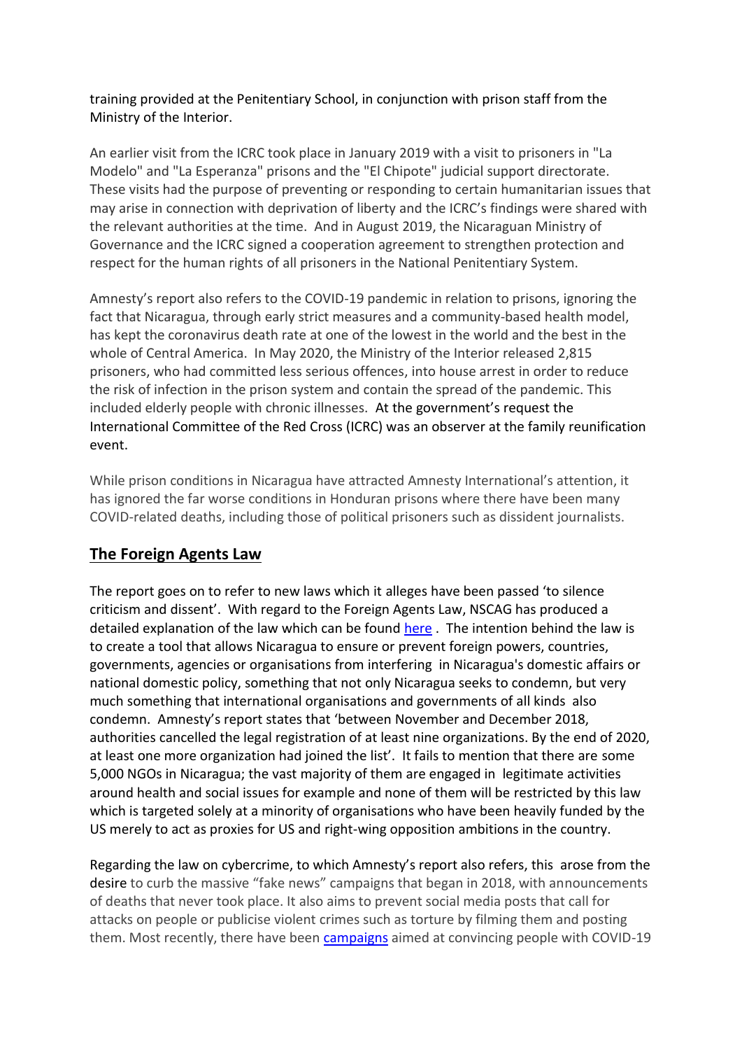training provided at the Penitentiary School, in conjunction with prison staff from the Ministry of the Interior.

An earlier visit from the ICRC took place in January 2019 with a visit to prisoners in "La Modelo" and "La Esperanza" prisons and the "El Chipote" judicial support directorate. These visits had the purpose of preventing or responding to certain humanitarian issues that may arise in connection with deprivation of liberty and the ICRC's findings were shared with the relevant authorities at the time. And in August 2019, the Nicaraguan Ministry of Governance and the ICRC signed a cooperation agreement to strengthen protection and respect for the human rights of all prisoners in the National Penitentiary System.

Amnesty's report also refers to the COVID-19 pandemic in relation to prisons, ignoring the fact that Nicaragua, through early strict measures and a community-based health model, has kept the coronavirus death rate at one of the lowest in the world and the best in the whole of Central America. In May 2020, the Ministry of the Interior released 2,815 prisoners, who had committed less serious offences, into house arrest in order to reduce the risk of infection in the prison system and contain the spread of the pandemic. This included elderly people with chronic illnesses. At the government's request the International Committee of the Red Cross (ICRC) was an observer at the family reunification event.

While prison conditions in Nicaragua have attracted Amnesty International's attention, it has ignored the far worse conditions in Honduran prisons where there have been many COVID-related deaths, including those of political prisoners such as dissident journalists.

## The Foreign Agents Law

The report goes on to refer to new laws which it alleges have been passed 'to silence criticism and dissent'. With regard to the Foreign Agents Law, NSCAG has produced a detailed explanation of the law which can be found here . The intention behind the law is to create a tool that allows Nicaragua to ensure or prevent foreign powers, countries, governments, agencies or organisations from interfering in Nicaragua's domestic affairs or national domestic policy, something that not only Nicaragua seeks to condemn, but very much something that international organisations and governments of all kinds also condemn. Amnesty's report states that 'between November and December 2018, authorities cancelled the legal registration of at least nine organizations. By the end of 2020, at least one more organization had joined the list'. It fails to mention that there are some 5,000 NGOs in Nicaragua; the vast majority of them are engaged in legitimate activities around health and social issues for example and none of them will be restricted by this law which is targeted solely at a minority of organisations who have been heavily funded by the US merely to act as proxies for US and right-wing opposition ambitions in the country.

Regarding the law on cybercrime, to which Amnesty's report also refers, this arose from the desire to curb the massive "fake news" campaigns that began in 2018, with announcements of deaths that never took place. It also aims to prevent social media posts that call for attacks on people or publicise violent crimes such as torture by filming them and posting them. Most recently, there have been campaigns aimed at convincing people with COVID-19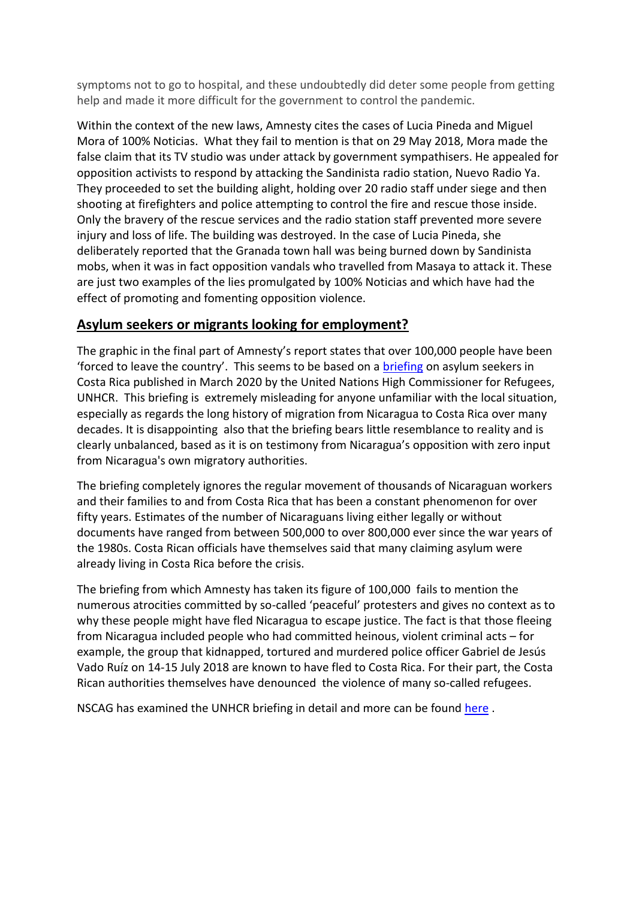symptoms not to go to hospital, and these undoubtedly did deter some people from getting help and made it more difficult for the government to control the pandemic.

Within the context of the new laws, Amnesty cites the cases of Lucia Pineda and Miguel Mora of 100% Noticias. What they fail to mention is that on 29 May 2018, Mora made the false claim that its TV studio was under attack by government sympathisers. He appealed for opposition activists to respond by attacking the Sandinista radio station, Nuevo Radio Ya. They proceeded to set the building alight, holding over 20 radio staff under siege and then shooting at firefighters and police attempting to control the fire and rescue those inside. Only the bravery of the rescue services and the radio station staff prevented more severe injury and loss of life. The building was destroyed. In the case of Lucia Pineda, she deliberately reported that the Granada town hall was being burned down by Sandinista mobs, when it was in fact opposition vandals who travelled from Masaya to attack it. These are just two examples of the lies promulgated by 100% Noticias and which have had the effect of promoting and fomenting opposition violence.

## Asylum seekers or migrants looking for employment?

The graphic in the final part of Amnesty's report states that over 100,000 people have been 'forced to leave the country'. This seems to be based on a briefing on asylum seekers in Costa Rica published in March 2020 by the United Nations High Commissioner for Refugees, UNHCR. This briefing is extremely misleading for anyone unfamiliar with the local situation, especially as regards the long history of migration from Nicaragua to Costa Rica over many decades. It is disappointing also that the briefing bears little resemblance to reality and is clearly unbalanced, based as it is on testimony from Nicaragua's opposition with zero input from Nicaragua's own migratory authorities.

The briefing completely ignores the regular movement of thousands of Nicaraguan workers and their families to and from Costa Rica that has been a constant phenomenon for over fifty years. Estimates of the number of Nicaraguans living either legally or without documents have ranged from between 500,000 to over 800,000 ever since the war years of the 1980s. Costa Rican officials have themselves said that many claiming asylum were already living in Costa Rica before the crisis.

The briefing from which Amnesty has taken its figure of 100,000 fails to mention the numerous atrocities committed by so-called 'peaceful' protesters and gives no context as to why these people might have fled Nicaragua to escape justice. The fact is that those fleeing from Nicaragua included people who had committed heinous, violent criminal acts – for example, the group that kidnapped, tortured and murdered police officer Gabriel de Jesús Vado Ruíz on 14-15 July 2018 are known to have fled to Costa Rica. For their part, the Costa Rican authorities themselves have denounced the violence of many so-called refugees.

NSCAG has examined the UNHCR briefing in detail and more can be found here .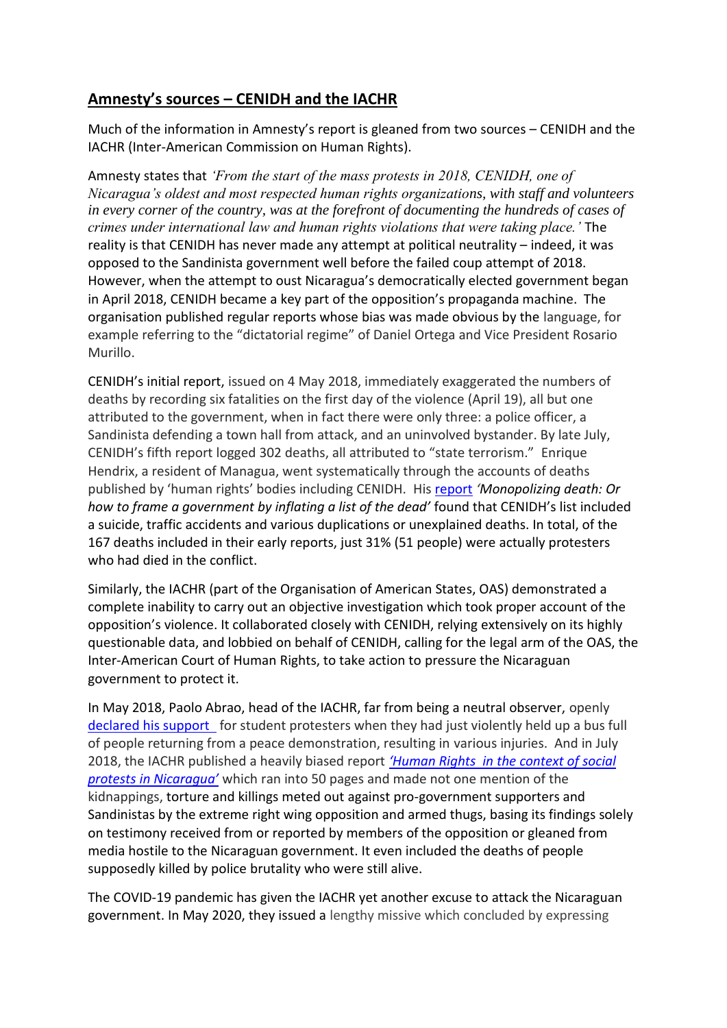## **Amnesty's sources – CENIDH and the IACHR**

Much of the information in Amnesty's report is gleaned from two sources – CENIDH and the IACHR (Inter-American Commission on Human Rights).

Amnesty states that *'From the start of the mass protests in 2018, CENIDH, one of Nicaragua's oldest and most respected human rights organizations, with staff and volunteers in every corner of the country, was at the forefront of documenting the hundreds of cases of crimes under international law and human rights violations that were taking place.'* The reality is that CENIDH has never made any attempt at political neutrality – indeed, it was opposed to the Sandinista government well before the failed coup attempt of 2018. However, when the attempt to oust Nicaragua's democratically elected government began in April 2018, CENIDH became a key part of the opposition's propaganda machine. The organisation published regular reports whose bias was made obvious by the language, for example referring to the "dictatorial regime" of Daniel Ortega and Vice President Rosario Murillo.

CENIDH's initial report, issued on 4 May 2018, immediately exaggerated the numbers of deaths by recording six fatalities on the first day of the violence (April 19), all but one attributed to the government, when in fact there were only three: a police officer, a Sandinista defending a town hall from attack, and an uninvolved bystander. By late July, CENIDH's fifth report logged 302 deaths, all attributed to "state terrorism." Enrique Hendrix, a resident of Managua, went systematically through the accounts of deaths published by 'human rights' bodies including CENIDH. His report *'Monopolizing death: Or how to frame a government by inflating a list of the dead'* found that CENIDH's list included a suicide, traffic accidents and various duplications or unexplained deaths. In total, of the 167 deaths included in their early reports, just 31% (51 people) were actually protesters who had died in the conflict.

Similarly, the IACHR (part of the Organisation of American States, OAS) demonstrated a complete inability to carry out an objective investigation which took proper account of the opposition's violence. It collaborated closely with CENIDH, relying extensively on its highly questionable data, and lobbied on behalf of CENIDH, calling for the legal arm of the OAS, the Inter-American Court of Human Rights, to take action to pressure the Nicaraguan government to protect it.

In May 2018, Paolo Abrao, head of the IACHR, far from being a neutral observer, openly declared his support for student protesters when they had just violently held up a bus full of people returning from a peace demonstration, resulting in various injuries. And in July 2018, the IACHR published a heavily biased report *'Human Rights in the context of social protests in Nicaragua'* which ran into 50 pages and made not one mention of the kidnappings, torture and killings meted out against pro-government supporters and Sandinistas by the extreme right wing opposition and armed thugs, basing its findings solely on testimony received from or reported by members of the opposition or gleaned from media hostile to the Nicaraguan government. It even included the deaths of people supposedly killed by police brutality who were still alive.

The COVID-19 pandemic has given the IACHR yet another excuse to attack the Nicaraguan government. In May 2020, they issued a lengthy missive which concluded by expressing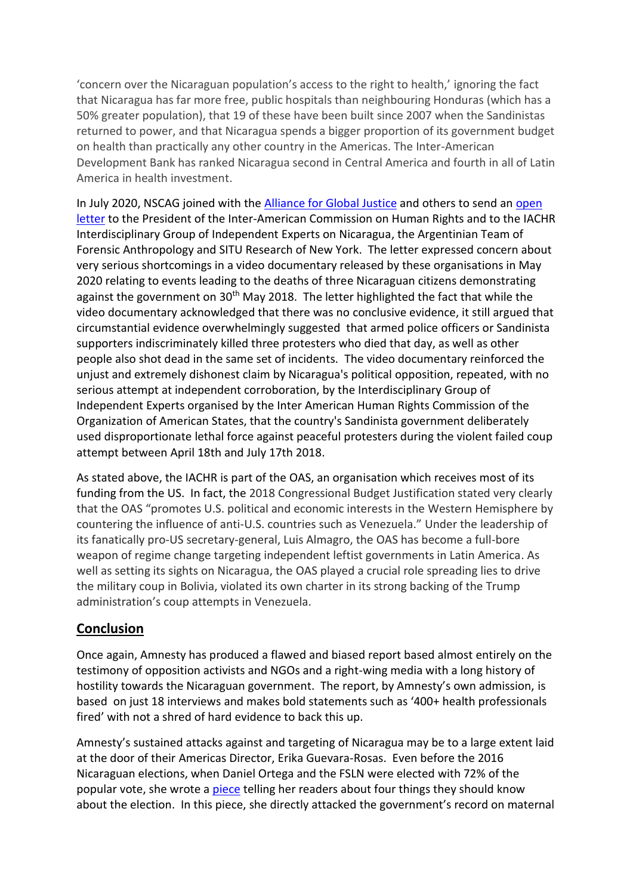'concern over the Nicaraguan population's access to the right to health,' ignoring the fact that Nicaragua has far more free, public hospitals than neighbouring Honduras (which has a 50% greater population), that 19 of these have been built since 2007 when the Sandinistas returned to power, and that Nicaragua spends a bigger proportion of its government budget on health than practically any other country in the Americas. The Inter-American Development Bank has ranked Nicaragua second in Central America and fourth in all of Latin America in health investment.

In July 2020, NSCAG joined with the Alliance for Global Justice and others to send an open letter to the President of the Inter-American Commission on Human Rights and to the IACHR Interdisciplinary Group of Independent Experts on Nicaragua, the Argentinian Team of Forensic Anthropology and SITU Research of New York. The letter expressed concern about very serious shortcomings in a video documentary released by these organisations in May 2020 relating to events leading to the deaths of three Nicaraguan citizens demonstrating against the government on 30th May 2018. The letter highlighted the fact that while the video documentary acknowledged that there was no conclusive evidence, it still argued that circumstantial evidence overwhelmingly suggested that armed police officers or Sandinista supporters indiscriminately killed three protesters who died that day, as well as other people also shot dead in the same set of incidents. The video documentary reinforced the unjust and extremely dishonest claim by Nicaragua's political opposition, repeated, with no serious attempt at independent corroboration, by the Interdisciplinary Group of Independent Experts organised by the Inter American Human Rights Commission of the Organization of American States, that the country's Sandinista government deliberately used disproportionate lethal force against peaceful protesters during the violent failed coup attempt between April 18th and July 17th 2018.

As stated above, the IACHR is part of the OAS, an organisation which receives most of its funding from the US. In fact, the 2018 Congressional Budget Justification stated very clearly that the OAS "promotes U.S. political and economic interests in the Western Hemisphere by countering the influence of anti-U.S. countries such as Venezuela." Under the leadership of its fanatically pro-US secretary-general, Luis Almagro, the OAS has become a full-bore weapon of regime change targeting independent leftist governments in Latin America. As well as setting its sights on Nicaragua, the OAS played a crucial role spreading lies to drive the military coup in Bolivia, violated its own charter in its strong backing of the Trump administration's coup attempts in Venezuela.

## Conclusion

Once again, Amnesty has produced a flawed and biased report based almost entirely on the testimony of opposition activists and NGOs and a right-wing media with a long history of hostility towards the Nicaraguan government. The report, by Amnesty's own admission, is based on just 18 interviews and makes bold statements such as '400+ health professionals fired' with not a shred of hard evidence to back this up.

Amnesty's sustained attacks against and targeting of Nicaragua may be to a large extent laid at the door of their Americas Director, Erika Guevara-Rosas. Even before the 2016 Nicaraguan elections, when Daniel Ortega and the FSLN were elected with 72% of the popular vote, she wrote a piece telling her readers about four things they should know about the election. In this piece, she directly attacked the government's record on maternal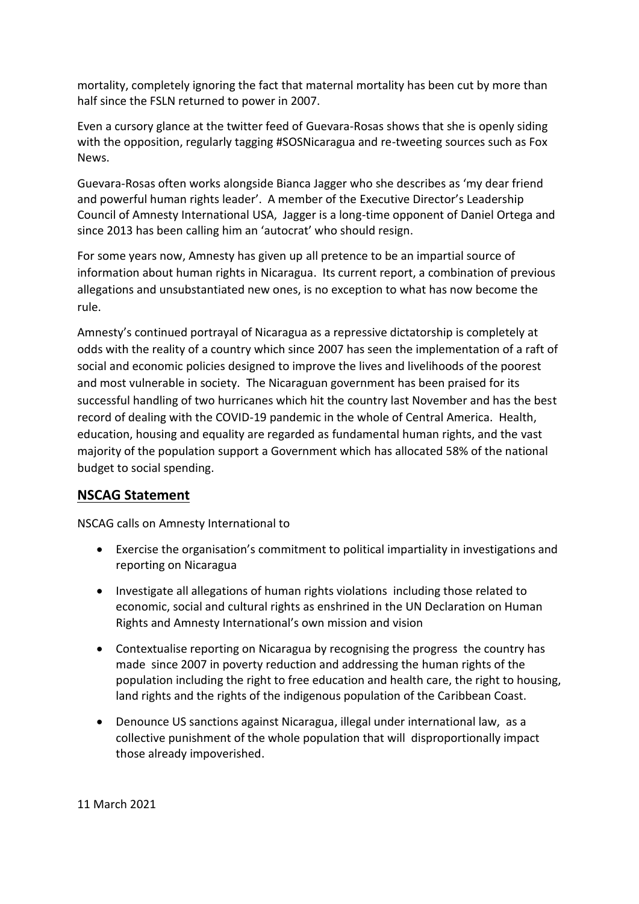mortality, completely ignoring the fact that maternal mortality has been cut by more than half since the FSLN returned to power in 2007.

Even a cursory glance at the twitter feed of Guevara-Rosas shows that she is openly siding with the opposition, regularly tagging #SOSNicaragua and re-tweeting sources such as Fox News.

Guevara-Rosas often works alongside Bianca Jagger who she describes as 'my dear friend and powerful human rights leader'. A member of the Executive Director's Leadership Council of Amnesty International USA, Jagger is a long-time opponent of Daniel Ortega and since 2013 has been calling him an 'autocrat' who should resign.

For some years now, Amnesty has given up all pretence to be an impartial source of information about human rights in Nicaragua. Its current report, a combination of previous allegations and unsubstantiated new ones, is no exception to what has now become the rule.

Amnesty's continued portrayal of Nicaragua as a repressive dictatorship is completely at odds with the reality of a country which since 2007 has seen the implementation of a raft of social and economic policies designed to improve the lives and livelihoods of the poorest and most vulnerable in society. The Nicaraguan government has been praised for its successful handling of two hurricanes which hit the country last November and has the best record of dealing with the COVID-19 pandemic in the whole of Central America. Health, education, housing and equality are regarded as fundamental human rights, and the vast majority of the population support a Government which has allocated 58% of the national budget to social spending.

## NSCAG Statement

NSCAG calls on Amnesty International to

- Exercise the organisation's commitment to political impartiality in investigations and reporting on Nicaragua
- Investigate all allegations of human rights violations including those related to economic, social and cultural rights as enshrined in the UN Declaration on Human Rights and Amnesty International's own mission and vision
- Contextualise reporting on Nicaragua by recognising the progress the country has made since 2007 in poverty reduction and addressing the human rights of the population including the right to free education and health care, the right to housing, land rights and the rights of the indigenous population of the Caribbean Coast.
- Denounce US sanctions against Nicaragua, illegal under international law, as a collective punishment of the whole population that will disproportionally impact those already impoverished.

11 March 2021